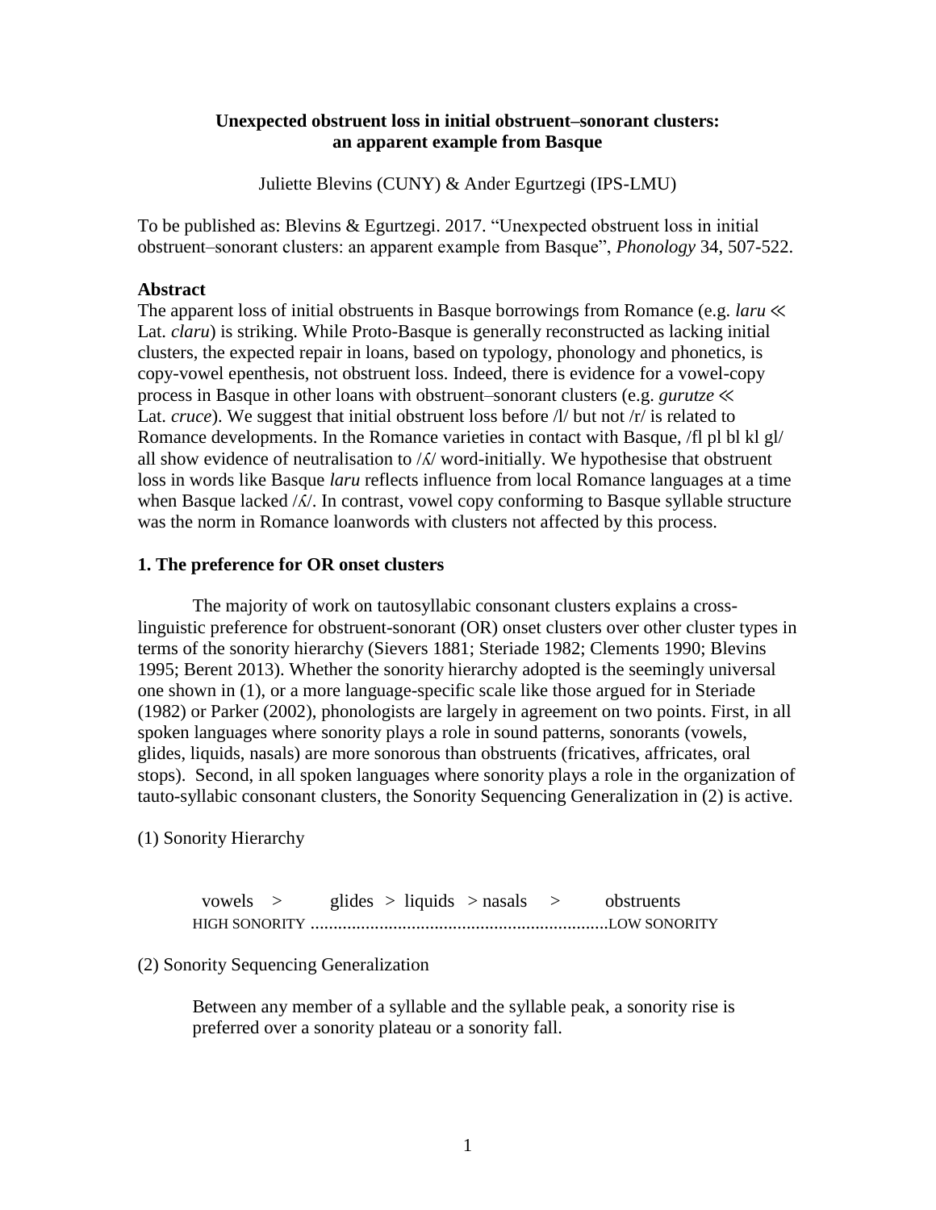**Unexpected obstruent loss in initial obstruent–sonorant clusters: an apparent example from Basque**

Juliette Blevins (CUNY) & Ander Egurtzegi (IPS-LMU)

To be published as: Blevins & Egurtzegi. 2017. "Unexpected obstruent loss in initial obstruent–sonorant clusters: an apparent example from Basque", *Phonology* 34, 507-522.

**Abstract**

The apparent loss of initial obstruents in Basque borrowings from Romance (e.g. *laru* ≪ Lat. *claru*) is striking. While Proto-Basque is generally reconstructed as lacking initial clusters, the expected repair in loans, based on typology, phonology and phonetics, is copy-vowel epenthesis, not obstruent loss. Indeed, there is evidence for a vowel-copy process in Basque in other loans with obstruent–sonorant clusters (e.g. *gurutze* ≪ Lat. *cruce*). We suggest that initial obstruent loss before /l/ but not /r/ is related to Romance developments. In the Romance varieties in contact with Basque, /fl pl bl kl gl/ all show evidence of neutralisation to /ʎ/ word-initially. We hypothesise that obstruent loss in words like Basque *laru* reflects influence from local Romance languages at a time when Basque lacked /ʎ/. In contrast, vowel copy conforming to Basque syllable structure was the norm in Romance loanwords with clusters not affected by this process.

**1. The preference for OR onset clusters**

The majority of work on tautosyllabic consonant clusters explains a cross-linguistic preference for obstruent-sonorant (OR) onset clusters over other cluster types in terms of the sonority hierarchy (Sievers 1881; Steriade 1982; Clements 1990; Blevins 1995; Berent 2013). Whether the sonority hierarchy adopted is the seemingly universal one shown in (1), or a more language-specific scale like those argued for in Steriade (1982) or Parker (2002), phonologists are largely in agreement on two points. First, in all spoken languages where sonority plays a role in sound patterns, sonorants (vowels, glides, liquids, nasals) are more sonorous than obstruents (fricatives, affricates, oral stops). Second, in all spoken languages where sonority plays a role in the organization of tauto-syllabic consonant clusters, the Sonority Sequencing Generalization in (2) is active.

(1) Sonority Hierarchy

vowels > glides > liquids > nasals > obstruents
HIGH SONORITY .................................................................LOW SONORITY

(2) Sonority Sequencing Generalization

> Between any member of a syllable and the syllable peak, a sonority rise is preferred over a sonority plateau or a sonority fall.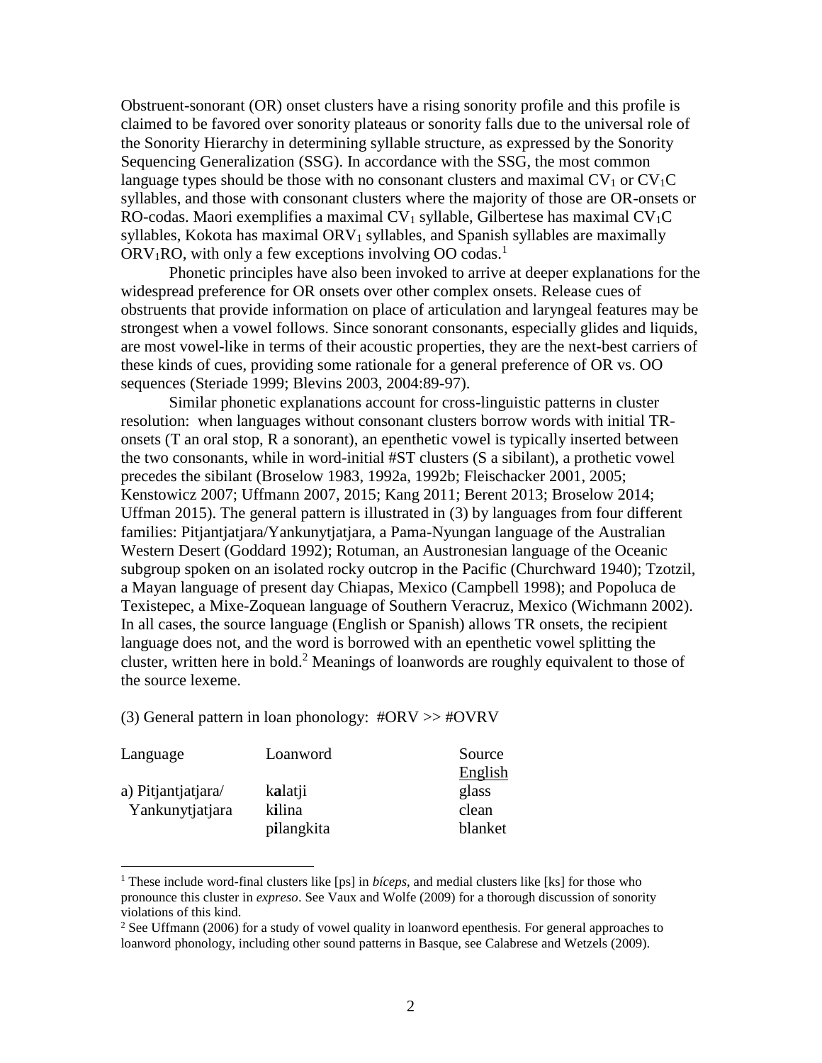Obstruent-sonorant (OR) onset clusters have a rising sonority profile and this profile is claimed to be favored over sonority plateaus or sonority falls due to the universal role of the Sonority Hierarchy in determining syllable structure, as expressed by the Sonority Sequencing Generalization (SSG). In accordance with the SSG, the most common language types should be those with no consonant clusters and maximal $CV_1$ or $CV_1C$ syllables, and those with consonant clusters where the majority of those are OR-onsets or RO-codas. Maori exemplifies a maximal $CV_1$ syllable, Gilbertese has maximal $CV_1C$ syllables, Kokota has maximal $ORV_1$ syllables, and Spanish syllables are maximally $ORV_1RO$, with only a few exceptions involving OO codas.[1]

Phonetic principles have also been invoked to arrive at deeper explanations for the widespread preference for OR onsets over other complex onsets. Release cues of obstruents that provide information on place of articulation and laryngeal features may be strongest when a vowel follows. Since sonorant consonants, especially glides and liquids, are most vowel-like in terms of their acoustic properties, they are the next-best carriers of these kinds of cues, providing some rationale for a general preference of OR vs. OO sequences (Steriade 1999; Blevins 2003, 2004:89-97).

Similar phonetic explanations account for cross-linguistic patterns in cluster resolution: when languages without consonant clusters borrow words with initial TR-onsets (T an oral stop, R a sonorant), an epenthetic vowel is typically inserted between the two consonants, while in word-initial #ST clusters (S a sibilant), a prothetic vowel precedes the sibilant (Broselow 1983, 1992a, 1992b; Fleischacker 2001, 2005; Kenstowicz 2007; Uffmann 2007, 2015; Kang 2011; Berent 2013; Broselow 2014; Uffman 2015). The general pattern is illustrated in (3) by languages from four different families: Pitjantjatjara/Yankunytjatjara, a Pama-Nyungan language of the Australian Western Desert (Goddard 1992); Rotuman, an Austronesian language of the Oceanic subgroup spoken on an isolated rocky outcrop in the Pacific (Churchward 1940); Tzotzil, a Mayan language of present day Chiapas, Mexico (Campbell 1998); and Popoluca de Texistepec, a Mixe-Zoquean language of Southern Veracruz, Mexico (Wichmann 2002). In all cases, the source language (English or Spanish) allows TR onsets, the recipient language does not, and the word is borrowed with an epenthetic vowel splitting the cluster, written here in bold.[2] Meanings of loanwords are roughly equivalent to those of the source lexeme.

(3) General pattern in loan phonology: #ORV >> #OVRV

| Language | Loanword | Source |
|---|---|---|
| | | English |
| a) Pitjantjatjara/ Yankunytjatjara | k**a**latji | glass |
| | k**i**lina | clean |
| | p**i**langkita | blanket |

[1] These include word-final clusters like [ps] in *bíceps*, and medial clusters like [ks] for those who pronounce this cluster in *expreso*. See Vaux and Wolfe (2009) for a thorough discussion of sonority violations of this kind.

[2] See Uffmann (2006) for a study of vowel quality in loanword epenthesis. For general approaches to loanword phonology, including other sound patterns in Basque, see Calabrese and Wetzels (2009).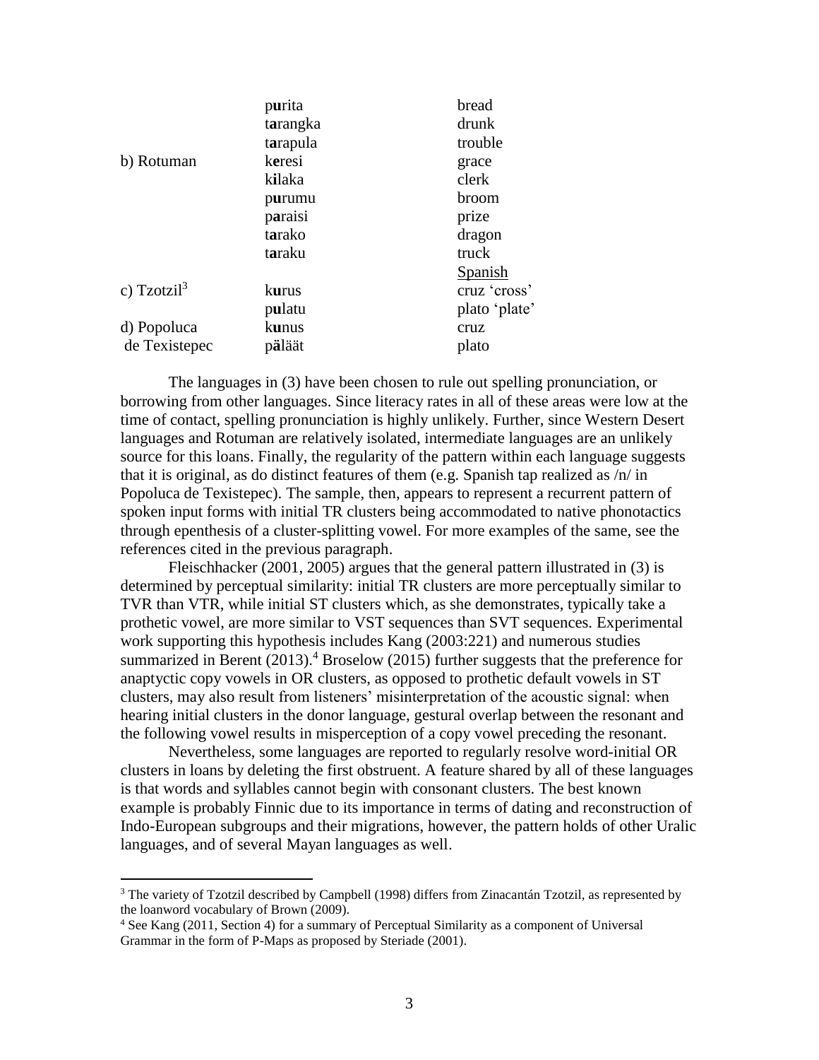| | | |
|---|---|---|
| | p**u**rita | bread |
| | t**a**rangka | drunk |
| | t**a**rapula | trouble |
| b) Rotuman | k**e**resi | grace |
| | k**i**laka | clerk |
| | p**u**rumu | broom |
| | p**a**raisi | prize |
| | t**a**rako | dragon |
| | t**a**raku | truck |
| | | <u>Spanish</u> |
| c) Tzotzil[3] | k**u**rus | cruz 'cross' |
| | p**u**latu | plato 'plate' |
| d) Popoluca de Texistepec | k**u**nus | cruz |
| | p**ä**läät | plato |

The languages in (3) have been chosen to rule out spelling pronunciation, or borrowing from other languages. Since literacy rates in all of these areas were low at the time of contact, spelling pronunciation is highly unlikely. Further, since Western Desert languages and Rotuman are relatively isolated, intermediate languages are an unlikely source for this loans. Finally, the regularity of the pattern within each language suggests that it is original, as do distinct features of them (e.g. Spanish tap realized as /n/ in Popoluca de Texistepec). The sample, then, appears to represent a recurrent pattern of spoken input forms with initial TR clusters being accommodated to native phonotactics through epenthesis of a cluster-splitting vowel. For more examples of the same, see the references cited in the previous paragraph.

Fleischhacker (2001, 2005) argues that the general pattern illustrated in (3) is determined by perceptual similarity: initial TR clusters are more perceptually similar to TVR than VTR, while initial ST clusters which, as she demonstrates, typically take a prothetic vowel, are more similar to VST sequences than SVT sequences. Experimental work supporting this hypothesis includes Kang (2003:221) and numerous studies summarized in Berent (2013).[4] Broselow (2015) further suggests that the preference for anaptyctic copy vowels in OR clusters, as opposed to prothetic default vowels in ST clusters, may also result from listeners' misinterpretation of the acoustic signal: when hearing initial clusters in the donor language, gestural overlap between the resonant and the following vowel results in misperception of a copy vowel preceding the resonant.

Nevertheless, some languages are reported to regularly resolve word-initial OR clusters in loans by deleting the first obstruent. A feature shared by all of these languages is that words and syllables cannot begin with consonant clusters. The best known example is probably Finnic due to its importance in terms of dating and reconstruction of Indo-European subgroups and their migrations, however, the pattern holds of other Uralic languages, and of several Mayan languages as well.

[3] The variety of Tzotzil described by Campbell (1998) differs from Zinacantán Tzotzil, as represented by the loanword vocabulary of Brown (2009).

[4] See Kang (2011, Section 4) for a summary of Perceptual Similarity as a component of Universal Grammar in the form of P-Maps as proposed by Steriade (2001).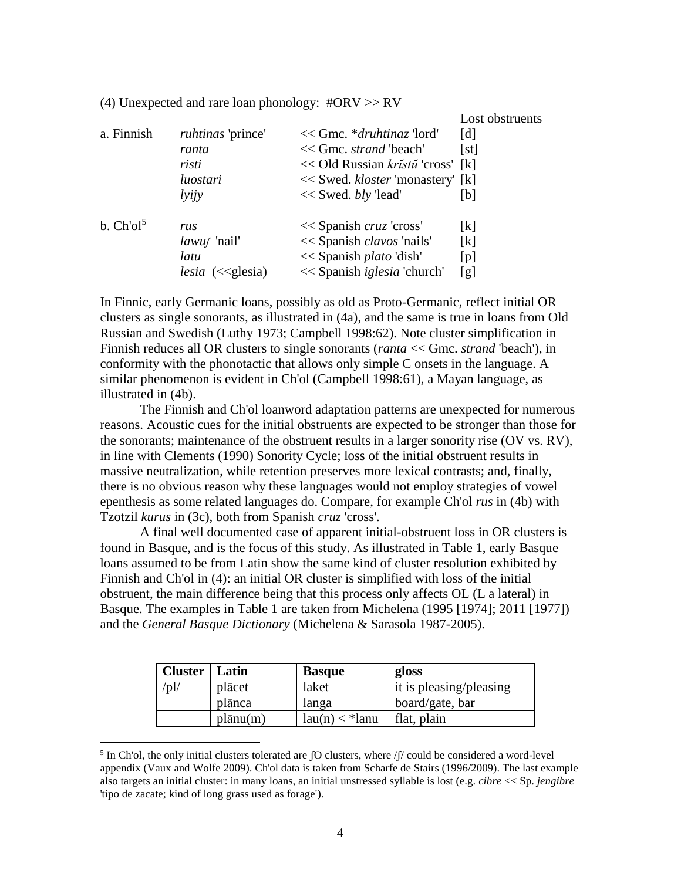(4) Unexpected and rare loan phonology: #ORV >> RV

| | | | Lost obstruents |
|---|---|---|---|
| a. Finnish | *ruhtinas* 'prince' | << Gmc. \**druhtinaz* 'lord' | [d] |
| | *ranta* | << Gmc. *strand* 'beach' | [st] |
| | *risti* | << Old Russian *krĭstŭ* 'cross' | [k] |
| | *luostari* | << Swed. *kloster* 'monastery' | [k] |
| | *lyijy* | << Swed. *bly* 'lead' | [b] |
| b. Ch'ol[5] | *rus* | << Spanish *cruz* 'cross' | [k] |
| | *lawuʃ* 'nail' | << Spanish *clavos* 'nails' | [k] |
| | *latu* | << Spanish *plato* 'dish' | [p] |
| | *lesia* (<<glesia) | << Spanish *iglesia* 'church' | [g] |

In Finnic, early Germanic loans, possibly as old as Proto-Germanic, reflect initial OR clusters as single sonorants, as illustrated in (4a), and the same is true in loans from Old Russian and Swedish (Luthy 1973; Campbell 1998:62). Note cluster simplification in Finnish reduces all OR clusters to single sonorants (*ranta* << Gmc. *strand* 'beach'), in conformity with the phonotactic that allows only simple C onsets in the language. A similar phenomenon is evident in Ch'ol (Campbell 1998:61), a Mayan language, as illustrated in (4b).

The Finnish and Ch'ol loanword adaptation patterns are unexpected for numerous reasons. Acoustic cues for the initial obstruents are expected to be stronger than those for the sonorants; maintenance of the obstruent results in a larger sonority rise (OV vs. RV), in line with Clements (1990) Sonority Cycle; loss of the initial obstruent results in massive neutralization, while retention preserves more lexical contrasts; and, finally, there is no obvious reason why these languages would not employ strategies of vowel epenthesis as some related languages do. Compare, for example Ch'ol *rus* in (4b) with Tzotzil *kurus* in (3c), both from Spanish *cruz* 'cross'.

A final well documented case of apparent initial-obstruent loss in OR clusters is found in Basque, and is the focus of this study. As illustrated in Table 1, early Basque loans assumed to be from Latin show the same kind of cluster resolution exhibited by Finnish and Ch'ol in (4): an initial OR cluster is simplified with loss of the initial obstruent, the main difference being that this process only affects OL (L a lateral) in Basque. The examples in Table 1 are taken from Michelena (1995 [1974]; 2011 [1977]) and the *General Basque Dictionary* (Michelena & Sarasola 1987-2005).

| **Cluster** | **Latin** | **Basque** | **gloss** |
|---|---|---|---|
| /pl/ | plācet | laket | it is pleasing/pleasing |
| | plānca | langa | board/gate, bar |
| | plānu(m) | lau(n) < *lanu | flat, plain |

[5] In Ch'ol, the only initial clusters tolerated are ʃO clusters, where /ʃ/ could be considered a word-level appendix (Vaux and Wolfe 2009). Ch'ol data is taken from Scharfe de Stairs (1996/2009). The last example also targets an initial cluster: in many loans, an initial unstressed syllable is lost (e.g. *cibre* << Sp. *jengibre* 'tipo de zacate; kind of long grass used as forage').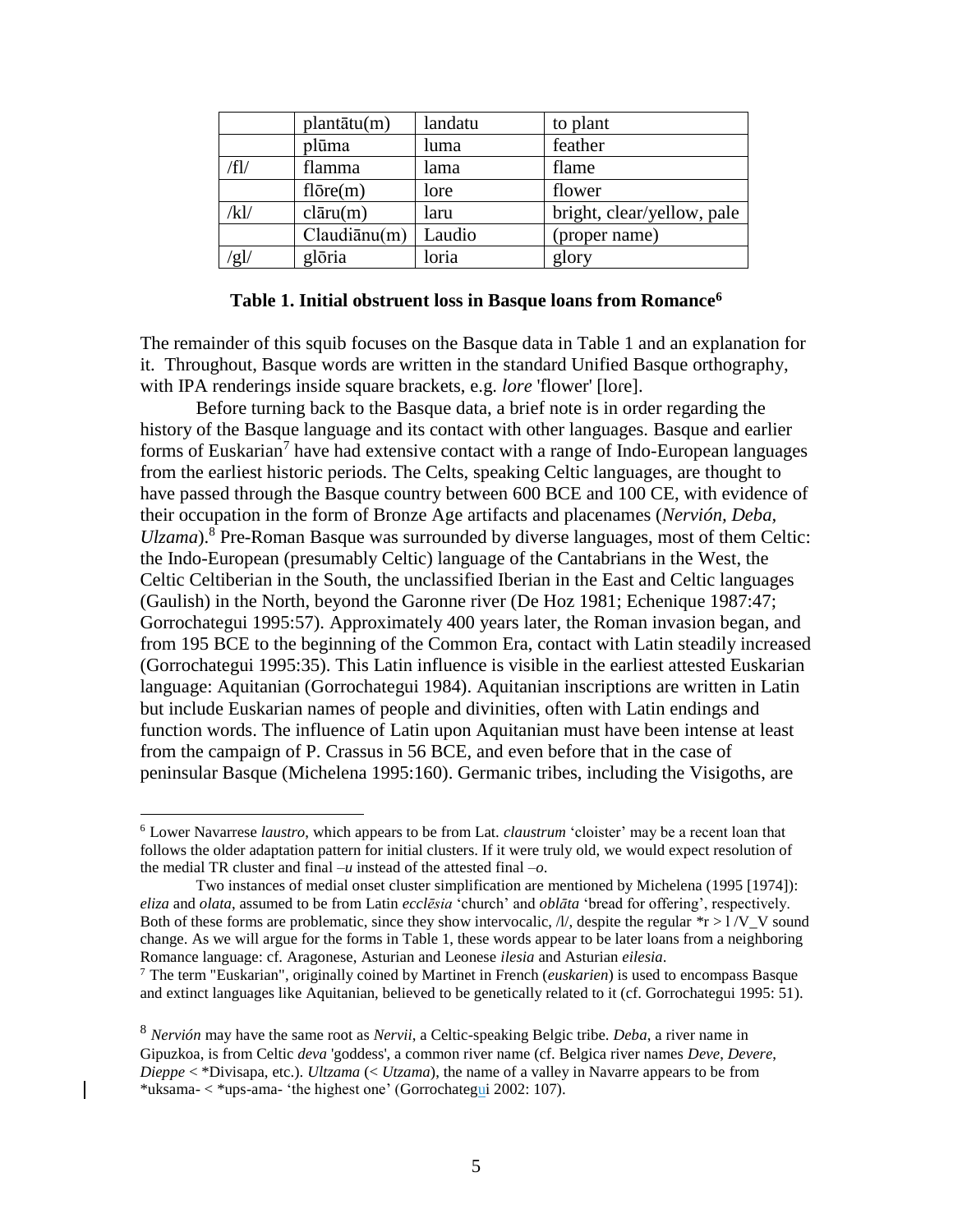|  | plantātu(m) | landatu | to plant |
|---|---|---|---|
|  | plūma | luma | feather |
| /fl/ | flamma | lama | flame |
|  | flōre(m) | lore | flower |
| /kl/ | clāru(m) | laru | bright, clear/yellow, pale |
|  | Claudiānu(m) | Laudio | (proper name) |
| /gl/ | glōria | loria | glory |

**Table 1. Initial obstruent loss in Basque loans from Romance[6]**

The remainder of this squib focuses on the Basque data in Table 1 and an explanation for it. Throughout, Basque words are written in the standard Unified Basque orthography, with IPA renderings inside square brackets, e.g. *lore* 'flower' [loɾe].

Before turning back to the Basque data, a brief note is in order regarding the history of the Basque language and its contact with other languages. Basque and earlier forms of Euskarian[7] have had extensive contact with a range of Indo-European languages from the earliest historic periods. The Celts, speaking Celtic languages, are thought to have passed through the Basque country between 600 BCE and 100 CE, with evidence of their occupation in the form of Bronze Age artifacts and placenames (*Nervión*, *Deba*, *Ulzama*).[8] Pre-Roman Basque was surrounded by diverse languages, most of them Celtic: the Indo-European (presumably Celtic) language of the Cantabrians in the West, the Celtic Celtiberian in the South, the unclassified Iberian in the East and Celtic languages (Gaulish) in the North, beyond the Garonne river (De Hoz 1981; Echenique 1987:47; Gorrochategui 1995:57). Approximately 400 years later, the Roman invasion began, and from 195 BCE to the beginning of the Common Era, contact with Latin steadily increased (Gorrochategui 1995:35). This Latin influence is visible in the earliest attested Euskarian language: Aquitanian (Gorrochategui 1984). Aquitanian inscriptions are written in Latin but include Euskarian names of people and divinities, often with Latin endings and function words. The influence of Latin upon Aquitanian must have been intense at least from the campaign of P. Crassus in 56 BCE, and even before that in the case of peninsular Basque (Michelena 1995:160). Germanic tribes, including the Visigoths, are

---

[6] Lower Navarrese *laustro*, which appears to be from Lat. *claustrum* 'cloister' may be a recent loan that follows the older adaptation pattern for initial clusters. If it were truly old, we would expect resolution of the medial TR cluster and final *–u* instead of the attested final *–o*.

Two instances of medial onset cluster simplification are mentioned by Michelena (1995 [1974]): *eliza* and *olata*, assumed to be from Latin *ecclēsia* 'church' and *oblāta* 'bread for offering', respectively. Both of these forms are problematic, since they show intervocalic, /l/, despite the regular *r > l /V_V sound change. As we will argue for the forms in Table 1, these words appear to be later loans from a neighboring Romance language: cf. Aragonese, Asturian and Leonese *ilesia* and Asturian *eilesia*.

[7] The term "Euskarian", originally coined by Martinet in French (*euskarien*) is used to encompass Basque and extinct languages like Aquitanian, believed to be genetically related to it (cf. Gorrochategui 1995: 51).

[8] *Nervión* may have the same root as *Nervii*, a Celtic-speaking Belgic tribe. *Deba*, a river name in Gipuzkoa, is from Celtic *deva* 'goddess', a common river name (cf. Belgica river names *Deve*, *Devere*, *Dieppe* < *Divisapa, etc.). *Ultzama* (< *Utzama*), the name of a valley in Navarre appears to be from *uksama- < *ups-ama- 'the highest one' (Gorrochategui 2002: 107).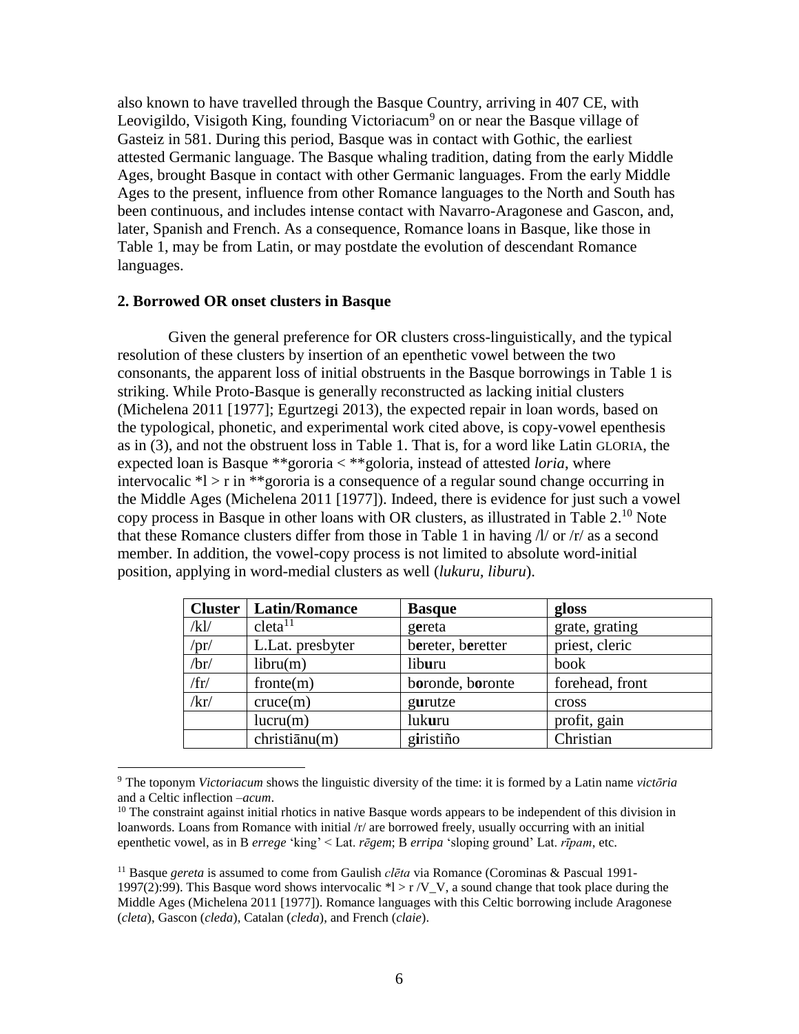also known to have travelled through the Basque Country, arriving in 407 CE, with Leovigildo, Visigoth King, founding Victoriacum[9] on or near the Basque village of Gasteiz in 581. During this period, Basque was in contact with Gothic, the earliest attested Germanic language. The Basque whaling tradition, dating from the early Middle Ages, brought Basque in contact with other Germanic languages. From the early Middle Ages to the present, influence from other Romance languages to the North and South has been continuous, and includes intense contact with Navarro-Aragonese and Gascon, and, later, Spanish and French. As a consequence, Romance loans in Basque, like those in Table 1, may be from Latin, or may postdate the evolution of descendant Romance languages.

### 2. Borrowed OR onset clusters in Basque

Given the general preference for OR clusters cross-linguistically, and the typical resolution of these clusters by insertion of an epenthetic vowel between the two consonants, the apparent loss of initial obstruents in the Basque borrowings in Table 1 is striking. While Proto-Basque is generally reconstructed as lacking initial clusters (Michelena 2011 [1977]; Egurtzegi 2013), the expected repair in loan words, based on the typological, phonetic, and experimental work cited above, is copy-vowel epenthesis as in (3), and not the obstruent loss in Table 1. That is, for a word like Latin GLORIA, the expected loan is Basque **gororia < **goloria, instead of attested *loria*, where intervocalic *l > r in **gororia is a consequence of a regular sound change occurring in the Middle Ages (Michelena 2011 [1977]). Indeed, there is evidence for just such a vowel copy process in Basque in other loans with OR clusters, as illustrated in Table 2.[10] Note that these Romance clusters differ from those in Table 1 in having /l/ or /r/ as a second member. In addition, the vowel-copy process is not limited to absolute word-initial position, applying in word-medial clusters as well (*lukuru*, *liburu*).

| Cluster | Latin/Romance | Basque | gloss |
|---|---|---|---|
| /kl/ | cleta[11] | g**e**reta | grate, grating |
| /pr/ | L.Lat. presbyter | b**e**reter, b**e**retter | priest, cleric |
| /br/ | libru(m) | lib**u**ru | book |
| /fr/ | fronte(m) | b**o**ronde, b**o**ronte | forehead, front |
| /kr/ | cruce(m) | g**u**rutze | cross |
| | lucru(m) | luk**u**ru | profit, gain |
| | christiānu(m) | g**i**ristiño | Christian |

[9] The toponym *Victoriacum* shows the linguistic diversity of the time: it is formed by a Latin name *victōria* and a Celtic inflection –*acum*.

[10] The constraint against initial rhotics in native Basque words appears to be independent of this division in loanwords. Loans from Romance with initial /r/ are borrowed freely, usually occurring with an initial epenthetic vowel, as in B *errege* 'king' < Lat. *rēgem*; B *erripa* 'sloping ground' Lat. *rīpam*, etc.

[11] Basque *gereta* is assumed to come from Gaulish *clēta* via Romance (Corominas & Pascual 1991-1997(2):99). This Basque word shows intervocalic *l > r /V_V, a sound change that took place during the Middle Ages (Michelena 2011 [1977]). Romance languages with this Celtic borrowing include Aragonese (*cleta*), Gascon (*cleda*), Catalan (*cleda*), and French (*claie*).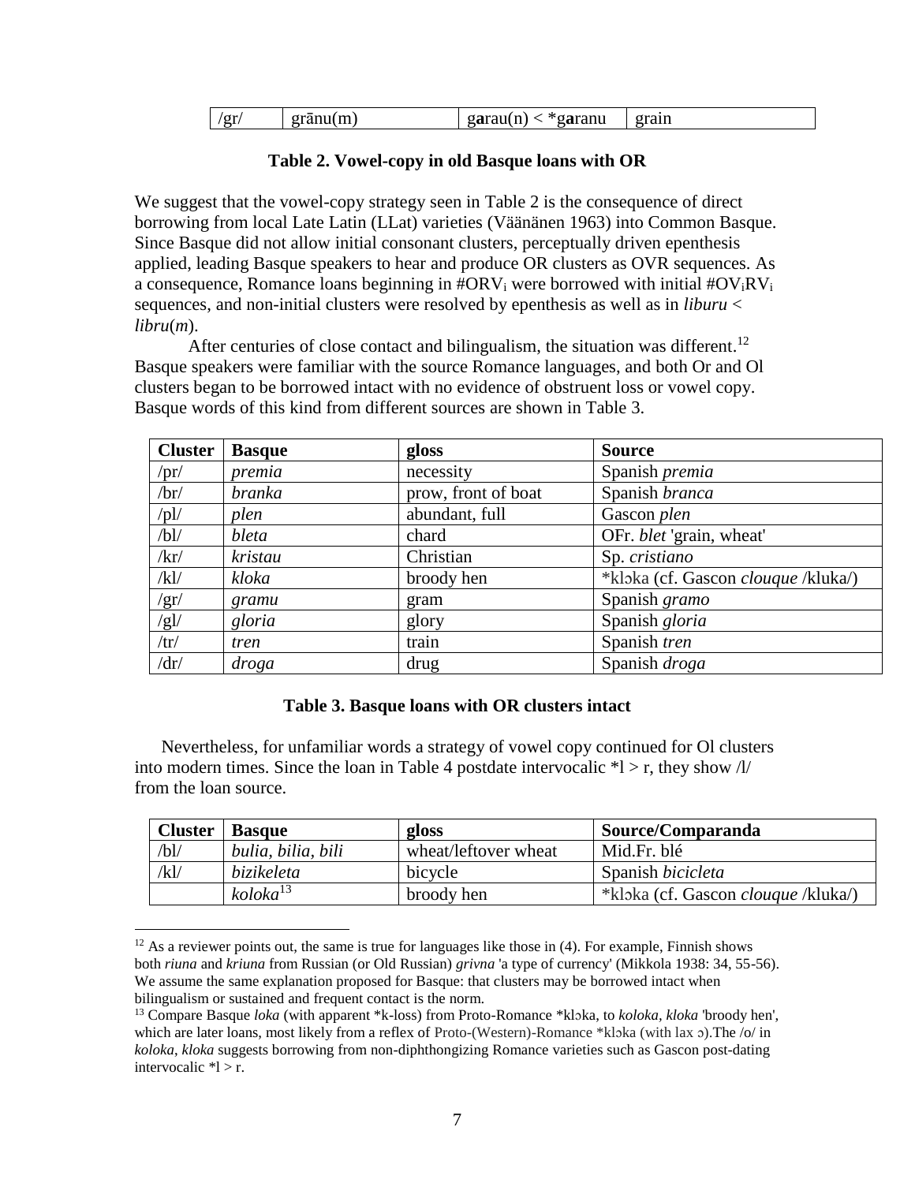| /gr/ | grānu(m) | g**a**rau(n) < *g**a**ranu | grain |
|---|---|---|---|

**Table 2. Vowel-copy in old Basque loans with OR**

We suggest that the vowel-copy strategy seen in Table 2 is the consequence of direct borrowing from local Late Latin (LLat) varieties (Väänänen 1963) into Common Basque. Since Basque did not allow initial consonant clusters, perceptually driven epenthesis applied, leading Basque speakers to hear and produce OR clusters as OVR sequences. As a consequence, Romance loans beginning in #ORV$_i$ were borrowed with initial #OV$_i$RV$_i$ sequences, and non-initial clusters were resolved by epenthesis as well as in *liburu* < *libru*(*m*).

After centuries of close contact and bilingualism, the situation was different.[12] Basque speakers were familiar with the source Romance languages, and both Or and Ol clusters began to be borrowed intact with no evidence of obstruent loss or vowel copy. Basque words of this kind from different sources are shown in Table 3.

| Cluster | Basque | gloss | Source |
|---|---|---|---|
| /pr/ | *premia* | necessity | Spanish *premia* |
| /br/ | *branka* | prow, front of boat | Spanish *branca* |
| /pl/ | *plen* | abundant, full | Gascon *plen* |
| /bl/ | *bleta* | chard | OFr. *blet* 'grain, wheat' |
| /kr/ | *kristau* | Christian | Sp. *cristiano* |
| /kl/ | *kloka* | broody hen | *klɔka (cf. Gascon *clouque* /kluka/) |
| /gr/ | *gramu* | gram | Spanish *gramo* |
| /gl/ | *gloria* | glory | Spanish *gloria* |
| /tr/ | *tren* | train | Spanish *tren* |
| /dr/ | *droga* | drug | Spanish *droga* |

**Table 3. Basque loans with OR clusters intact**

Nevertheless, for unfamiliar words a strategy of vowel copy continued for Ol clusters into modern times. Since the loan in Table 4 postdate intervocalic *l > r, they show /l/ from the loan source.

| Cluster | Basque | gloss | Source/Comparanda |
|---|---|---|---|
| /bl/ | *bulia, bilia, bili* | wheat/leftover wheat | Mid.Fr. blé |
| /kl/ | *bizikeleta* | bicycle | Spanish *bicicleta* |
| | *koloka*[13] | broody hen | *klɔka (cf. Gascon *clouque* /kluka/) |

[12] As a reviewer points out, the same is true for languages like those in (4). For example, Finnish shows both *riuna* and *kriuna* from Russian (or Old Russian) *grivna* 'a type of currency' (Mikkola 1938: 34, 55-56). We assume the same explanation proposed for Basque: that clusters may be borrowed intact when bilingualism or sustained and frequent contact is the norm.

[13] Compare Basque *loka* (with apparent *k-loss) from Proto-Romance *klɔka, to *koloka*, *kloka* 'broody hen', which are later loans, most likely from a reflex of Proto-(Western)-Romance *klɔka (with lax ɔ).The /o/ in *koloka*, *kloka* suggests borrowing from non-diphthongizing Romance varieties such as Gascon post-dating intervocalic *l > r.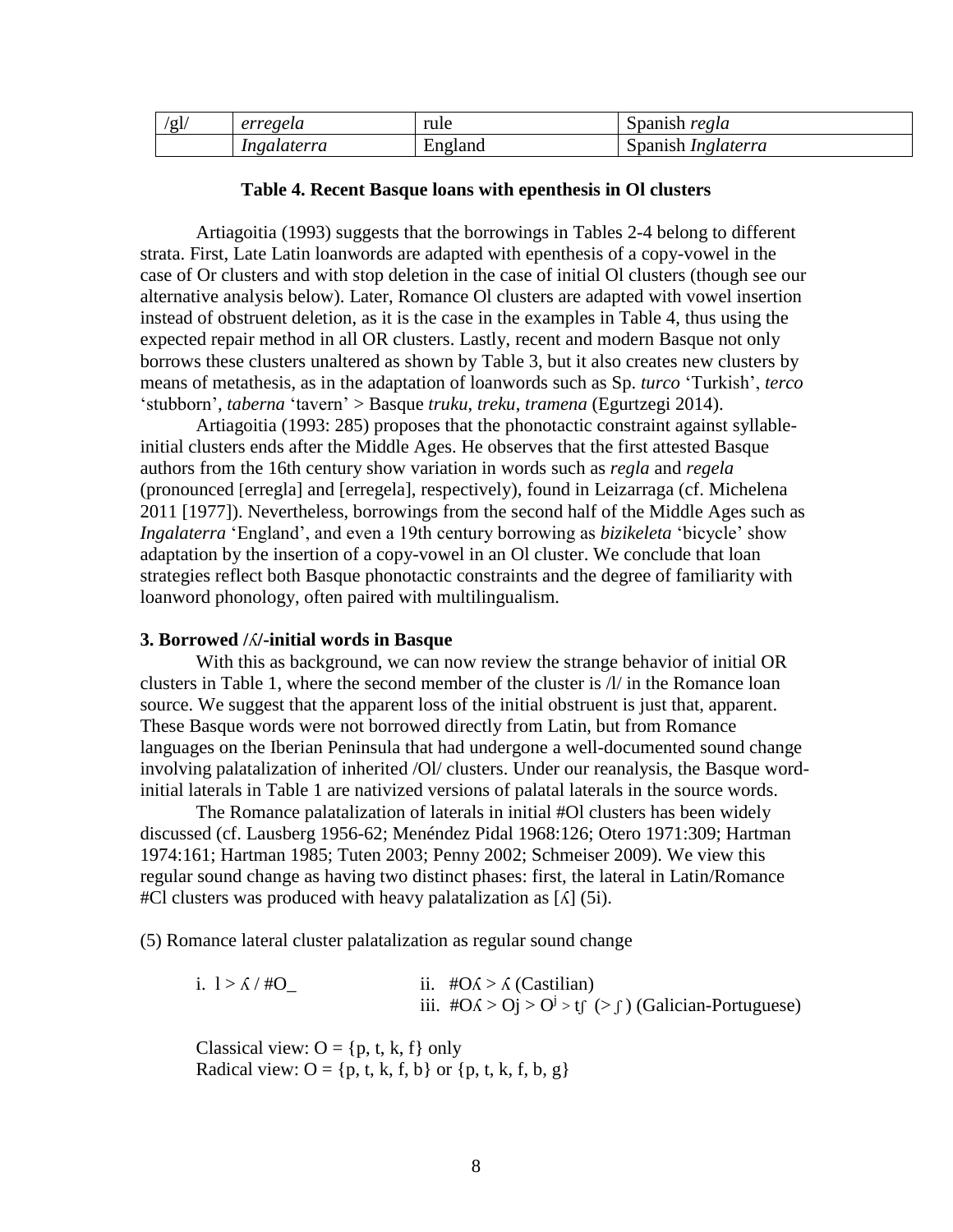| /gl/ | *erregela* | rule | Spanish *regla* |
|---|---|---|---|
| | *Ingalaterra* | England | Spanish *Inglaterra* |

**Table 4. Recent Basque loans with epenthesis in Ol clusters**

Artiagoitia (1993) suggests that the borrowings in Tables 2-4 belong to different strata. First, Late Latin loanwords are adapted with epenthesis of a copy-vowel in the case of Or clusters and with stop deletion in the case of initial Ol clusters (though see our alternative analysis below). Later, Romance Ol clusters are adapted with vowel insertion instead of obstruent deletion, as it is the case in the examples in Table 4, thus using the expected repair method in all OR clusters. Lastly, recent and modern Basque not only borrows these clusters unaltered as shown by Table 3, but it also creates new clusters by means of metathesis, as in the adaptation of loanwords such as Sp. *turco* 'Turkish', *terco* 'stubborn', *taberna* 'tavern' > Basque *truku*, *treku*, *tramena* (Egurtzegi 2014).

Artiagoitia (1993: 285) proposes that the phonotactic constraint against syllable-initial clusters ends after the Middle Ages. He observes that the first attested Basque authors from the 16th century show variation in words such as *regla* and *regela* (pronounced [erregla] and [erregela], respectively), found in Leizarraga (cf. Michelena 2011 [1977]). Nevertheless, borrowings from the second half of the Middle Ages such as *Ingalaterra* 'England', and even a 19th century borrowing as *bizikeleta* 'bicycle' show adaptation by the insertion of a copy-vowel in an Ol cluster. We conclude that loan strategies reflect both Basque phonotactic constraints and the degree of familiarity with loanword phonology, often paired with multilingualism.

### 3. Borrowed /ʎ/-initial words in Basque

With this as background, we can now review the strange behavior of initial OR clusters in Table 1, where the second member of the cluster is /l/ in the Romance loan source. We suggest that the apparent loss of the initial obstruent is just that, apparent. These Basque words were not borrowed directly from Latin, but from Romance languages on the Iberian Peninsula that had undergone a well-documented sound change involving palatalization of inherited /Ol/ clusters. Under our reanalysis, the Basque word-initial laterals in Table 1 are nativized versions of palatal laterals in the source words.

The Romance palatalization of laterals in initial #Ol clusters has been widely discussed (cf. Lausberg 1956-62; Menéndez Pidal 1968:126; Otero 1971:309; Hartman 1974:161; Hartman 1985; Tuten 2003; Penny 2002; Schmeiser 2009). We view this regular sound change as having two distinct phases: first, the lateral in Latin/Romance #Cl clusters was produced with heavy palatalization as [ʎ] (5i).

(5) Romance lateral cluster palatalization as regular sound change

i. l > ʎ / #O_ &nbsp;&nbsp;&nbsp;&nbsp;&nbsp;&nbsp;&nbsp;&nbsp;ii. #Oʎ > ʎ (Castilian)
iii. #Oʎ > Oj > $O^j$ > tʃ (> ʃ) (Galician-Portuguese)

Classical view: O = {p, t, k, f} only
Radical view: O = {p, t, k, f, b} or {p, t, k, f, b, g}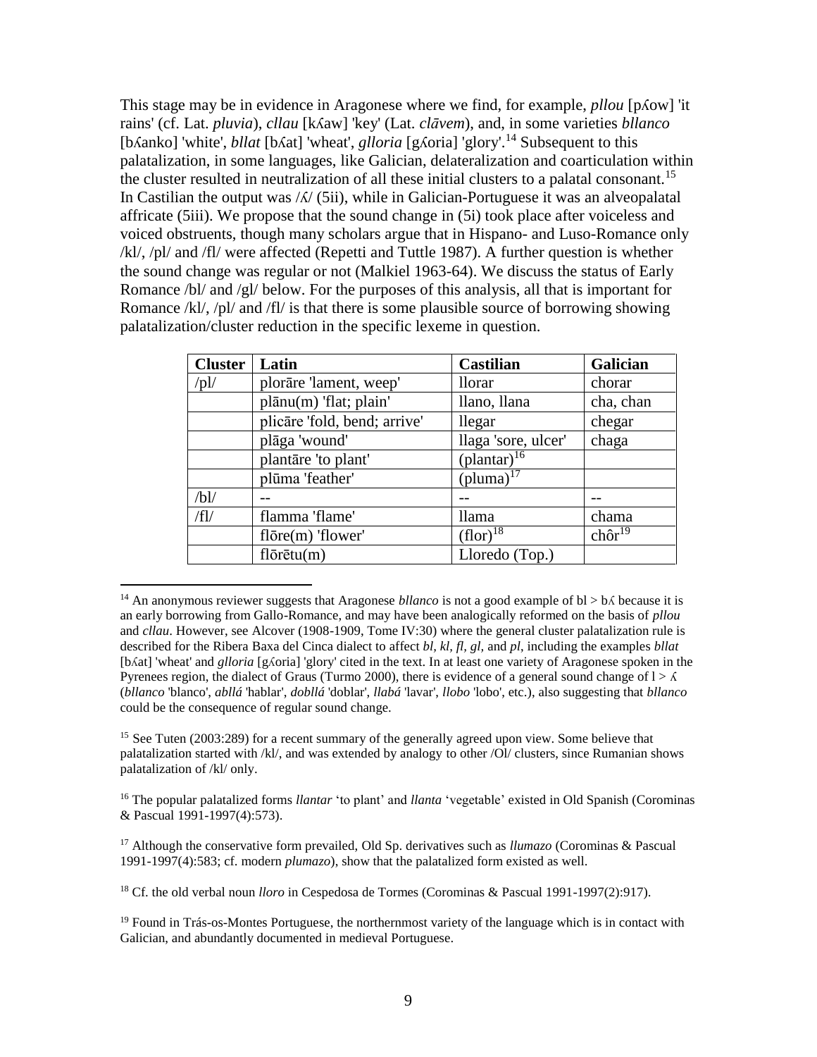This stage may be in evidence in Aragonese where we find, for example, *pllou* [pʎow] 'it rains' (cf. Lat. *pluvia*), *cllau* [kʎaw] 'key' (Lat. *clāvem*), and, in some varieties *bllanco* [bʎanko] 'white', *bllat* [bʎat] 'wheat', *glloria* [gʎoria] 'glory'.[14] Subsequent to this palatalization, in some languages, like Galician, delateralization and coarticulation within the cluster resulted in neutralization of all these initial clusters to a palatal consonant.[15] In Castilian the output was /ʎ/ (5ii), while in Galician-Portuguese it was an alveopalatal affricate (5iii). We propose that the sound change in (5i) took place after voiceless and voiced obstruents, though many scholars argue that in Hispano- and Luso-Romance only /kl/, /pl/ and /fl/ were affected (Repetti and Tuttle 1987). A further question is whether the sound change was regular or not (Malkiel 1963-64). We discuss the status of Early Romance /bl/ and /gl/ below. For the purposes of this analysis, all that is important for Romance /kl/, /pl/ and /fl/ is that there is some plausible source of borrowing showing palatalization/cluster reduction in the specific lexeme in question.

| Cluster | Latin | Castilian | Galician |
|---|---|---|---|
| /pl/ | plorāre 'lament, weep' | llorar | chorar |
| | plānu(m) 'flat; plain' | llano, llana | cha, chan |
| | plicāre 'fold, bend; arrive' | llegar | chegar |
| | plāga 'wound' | llaga 'sore, ulcer' | chaga |
| | plantāre 'to plant' | (plantar)[16] | |
| | plūma 'feather' | (pluma)[17] | |
| /bl/ | -- | -- | -- |
| /fl/ | flamma 'flame' | llama | chama |
| | flōre(m) 'flower' | (flor)[18] | chôr[19] |
| | flōrētu(m) | Lloredo (Top.) | |

[14] An anonymous reviewer suggests that Aragonese *bllanco* is not a good example of bl > bʎ because it is an early borrowing from Gallo-Romance, and may have been analogically reformed on the basis of *pllou* and *cllau*. However, see Alcover (1908-1909, Tome IV:30) where the general cluster palatalization rule is described for the Ribera Baxa del Cinca dialect to affect *bl*, *kl*, *fl*, *gl*, and *pl*, including the examples *bllat* [bʎat] 'wheat' and *glloria* [gʎoria] 'glory' cited in the text. In at least one variety of Aragonese spoken in the Pyrenees region, the dialect of Graus (Turmo 2000), there is evidence of a general sound change of l > ʎ (*bllanco* 'blanco', *abllá* 'hablar', *dobllá* 'doblar', *llabá* 'lavar', *llobo* 'lobo', etc.), also suggesting that *bllanco* could be the consequence of regular sound change.

[15] See Tuten (2003:289) for a recent summary of the generally agreed upon view. Some believe that palatalization started with /kl/, and was extended by analogy to other /Ol/ clusters, since Rumanian shows palatalization of /kl/ only.

[16] The popular palatalized forms *llantar* 'to plant' and *llanta* 'vegetable' existed in Old Spanish (Corominas & Pascual 1991-1997(4):573).

[17] Although the conservative form prevailed, Old Sp. derivatives such as *llumazo* (Corominas & Pascual 1991-1997(4):583; cf. modern *plumazo*), show that the palatalized form existed as well.

[18] Cf. the old verbal noun *lloro* in Cespedosa de Tormes (Corominas & Pascual 1991-1997(2):917).

[19] Found in Trás-os-Montes Portuguese, the northernmost variety of the language which is in contact with Galician, and abundantly documented in medieval Portuguese.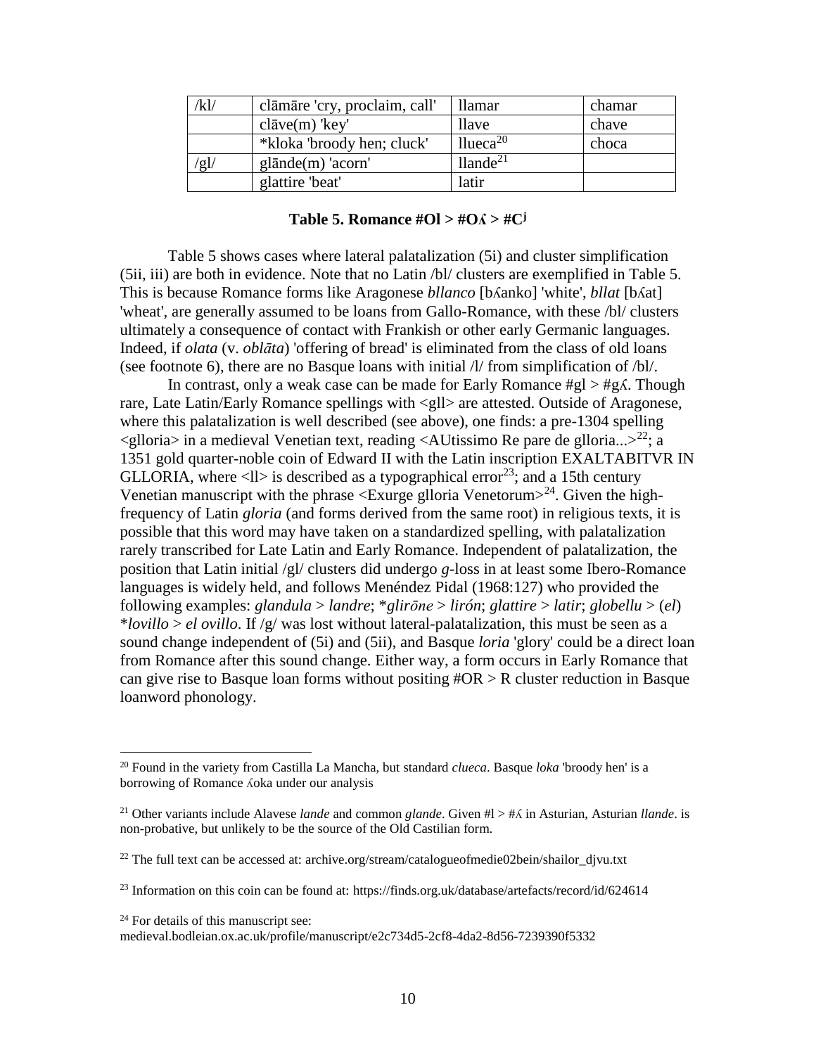| /kl/ | clāmāre 'cry, proclaim, call' | llamar | chamar |
|---|---|---|---|
| | clāve(m) 'key' | llave | chave |
| | *kloka 'broody hen; cluck' | llueca[20] | choca |
| /gl/ | glānde(m) 'acorn' | llande[21] | |
| | glattire 'beat' | latir | |

**Table 5. Romance #Ol > #Oʎ > #Cʲ**

Table 5 shows cases where lateral palatalization (5i) and cluster simplification (5ii, iii) are both in evidence. Note that no Latin /bl/ clusters are exemplified in Table 5. This is because Romance forms like Aragonese *bllanco* [bʎanko] 'white', *bllat* [bʎat] 'wheat', are generally assumed to be loans from Gallo-Romance, with these /bl/ clusters ultimately a consequence of contact with Frankish or other early Germanic languages. Indeed, if *olata* (v. *oblāta*) 'offering of bread' is eliminated from the class of old loans (see footnote 6), there are no Basque loans with initial /l/ from simplification of /bl/.

In contrast, only a weak case can be made for Early Romance #gl > #gʎ. Though rare, Late Latin/Early Romance spellings with <gll> are attested. Outside of Aragonese, where this palatalization is well described (see above), one finds: a pre-1304 spelling <glloria> in a medieval Venetian text, reading <AUtissimo Re pare de glloria...>[22]; a 1351 gold quarter-noble coin of Edward II with the Latin inscription EXALTABITVR IN GLLORIA, where <ll> is described as a typographical error[23]; and a 15th century Venetian manuscript with the phrase <Exurge glloria Venetorum>[24]. Given the high-frequency of Latin *gloria* (and forms derived from the same root) in religious texts, it is possible that this word may have taken on a standardized spelling, with palatalization rarely transcribed for Late Latin and Early Romance. Independent of palatalization, the position that Latin initial /gl/ clusters did undergo *g*-loss in at least some Ibero-Romance languages is widely held, and follows Menéndez Pidal (1968:127) who provided the following examples: *glandula* > *landre*; \**glirōne* > *lirón*; *glattire* > *latir*; *globellu* > (*el*) \**lovillo* > *el ovillo*. If /g/ was lost without lateral-palatalization, this must be seen as a sound change independent of (5i) and (5ii), and Basque *loria* 'glory' could be a direct loan from Romance after this sound change. Either way, a form occurs in Early Romance that can give rise to Basque loan forms without positing #OR > R cluster reduction in Basque loanword phonology.

---

[20] Found in the variety from Castilla La Mancha, but standard *clueca*. Basque *loka* 'broody hen' is a borrowing of Romance ʎoka under our analysis

[21] Other variants include Alavese *lande* and common *glande*. Given #l > #ʎ in Asturian, Asturian *llande*. is non-probative, but unlikely to be the source of the Old Castilian form.

[22] The full text can be accessed at: archive.org/stream/catalogueofmedie02bein/shailor_djvu.txt

[23] Information on this coin can be found at: https://finds.org.uk/database/artefacts/record/id/624614

[24] For details of this manuscript see: medieval.bodleian.ox.ac.uk/profile/manuscript/e2c734d5-2cf8-4da2-8d56-7239390f5332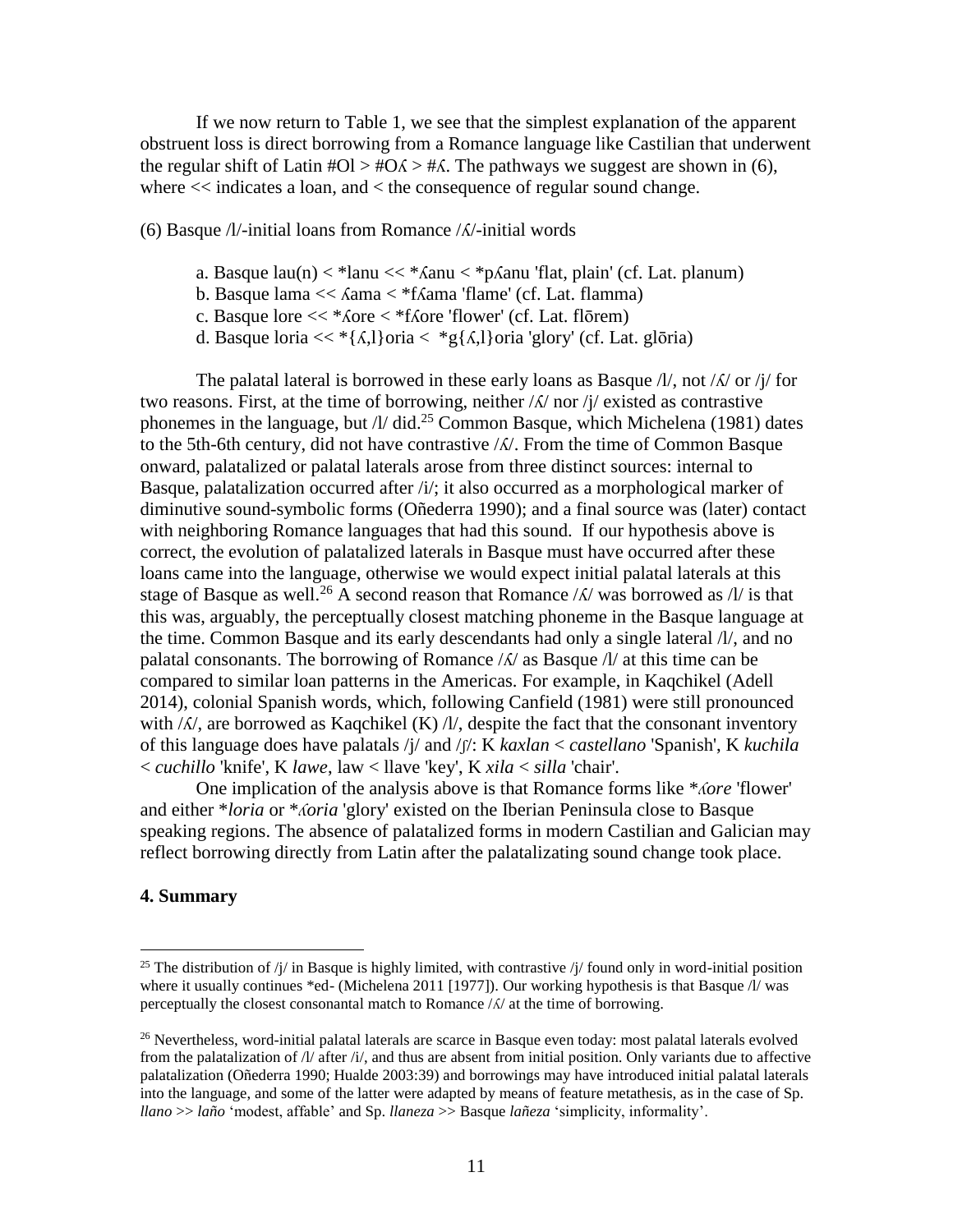If we now return to Table 1, we see that the simplest explanation of the apparent obstruent loss is direct borrowing from a Romance language like Castilian that underwent the regular shift of Latin #Ol > #Oʎ > #ʎ. The pathways we suggest are shown in (6), where << indicates a loan, and < the consequence of regular sound change.

(6) Basque /l/-initial loans from Romance /ʎ/-initial words

a. Basque lau(n) < *lanu << *ʎanu < *pʎanu 'flat, plain' (cf. Lat. planum)
b. Basque lama << ʎama < *fʎama 'flame' (cf. Lat. flamma)
c. Basque lore << *ʎore < *fʎore 'flower' (cf. Lat. flōrem)
d. Basque loria << *{ʎ,l}oria < *g{ʎ,l}oria 'glory' (cf. Lat. glōria)

The palatal lateral is borrowed in these early loans as Basque /l/, not /ʎ/ or /j/ for two reasons. First, at the time of borrowing, neither /ʎ/ nor /j/ existed as contrastive phonemes in the language, but /l/ did.[25] Common Basque, which Michelena (1981) dates to the 5th-6th century, did not have contrastive /ʎ/. From the time of Common Basque onward, palatalized or palatal laterals arose from three distinct sources: internal to Basque, palatalization occurred after /i/; it also occurred as a morphological marker of diminutive sound-symbolic forms (Oñederra 1990); and a final source was (later) contact with neighboring Romance languages that had this sound. If our hypothesis above is correct, the evolution of palatalized laterals in Basque must have occurred after these loans came into the language, otherwise we would expect initial palatal laterals at this stage of Basque as well.[26] A second reason that Romance /ʎ/ was borrowed as /l/ is that this was, arguably, the perceptually closest matching phoneme in the Basque language at the time. Common Basque and its early descendants had only a single lateral /l/, and no palatal consonants. The borrowing of Romance /ʎ/ as Basque /l/ at this time can be compared to similar loan patterns in the Americas. For example, in Kaqchikel (Adell 2014), colonial Spanish words, which, following Canfield (1981) were still pronounced with /ʎ/, are borrowed as Kaqchikel (K) /l/, despite the fact that the consonant inventory of this language does have palatals /j/ and /ʃ/: K *kaxlan* < *castellano* 'Spanish', K *kuchila* < *cuchillo* 'knife', K *lawe*, law < llave 'key', K *xila* < *silla* 'chair'.

One implication of the analysis above is that Romance forms like **ʎore* 'flower' and either **loria* or **ʎoria* 'glory' existed on the Iberian Peninsula close to Basque speaking regions. The absence of palatalized forms in modern Castilian and Galician may reflect borrowing directly from Latin after the palatalizating sound change took place.

## 4. Summary

---

[25] The distribution of /j/ in Basque is highly limited, with contrastive /j/ found only in word-initial position where it usually continues *ed- (Michelena 2011 [1977]). Our working hypothesis is that Basque /l/ was perceptually the closest consonantal match to Romance /ʎ/ at the time of borrowing.

[26] Nevertheless, word-initial palatal laterals are scarce in Basque even today: most palatal laterals evolved from the palatalization of /l/ after /i/, and thus are absent from initial position. Only variants due to affective palatalization (Oñederra 1990; Hualde 2003:39) and borrowings may have introduced initial palatal laterals into the language, and some of the latter were adapted by means of feature metathesis, as in the case of Sp. *llano* >> *laño* 'modest, affable' and Sp. *llaneza* >> Basque *lañeza* 'simplicity, informality'.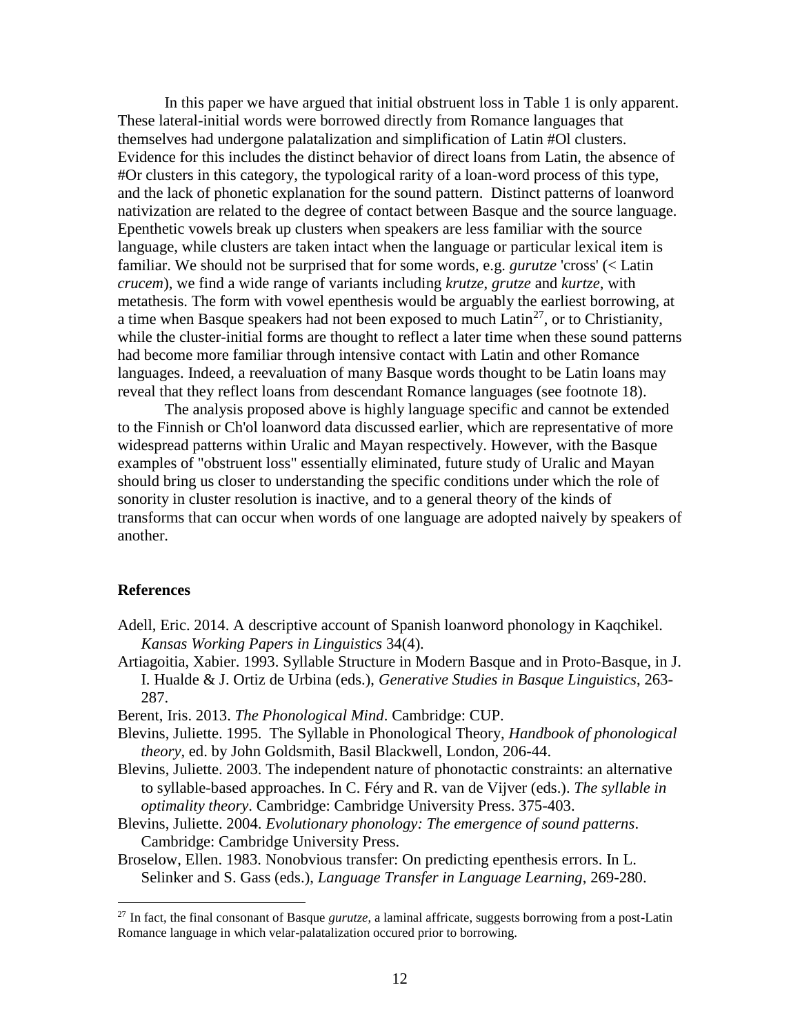In this paper we have argued that initial obstruent loss in Table 1 is only apparent. These lateral-initial words were borrowed directly from Romance languages that themselves had undergone palatalization and simplification of Latin #Ol clusters. Evidence for this includes the distinct behavior of direct loans from Latin, the absence of #Or clusters in this category, the typological rarity of a loan-word process of this type, and the lack of phonetic explanation for the sound pattern. Distinct patterns of loanword nativization are related to the degree of contact between Basque and the source language. Epenthetic vowels break up clusters when speakers are less familiar with the source language, while clusters are taken intact when the language or particular lexical item is familiar. We should not be surprised that for some words, e.g. *gurutze* 'cross' (< Latin *crucem*), we find a wide range of variants including *krutze*, *grutze* and *kurtze*, with metathesis. The form with vowel epenthesis would be arguably the earliest borrowing, at a time when Basque speakers had not been exposed to much Latin[27], or to Christianity, while the cluster-initial forms are thought to reflect a later time when these sound patterns had become more familiar through intensive contact with Latin and other Romance languages. Indeed, a reevaluation of many Basque words thought to be Latin loans may reveal that they reflect loans from descendant Romance languages (see footnote 18).

The analysis proposed above is highly language specific and cannot be extended to the Finnish or Ch'ol loanword data discussed earlier, which are representative of more widespread patterns within Uralic and Mayan respectively. However, with the Basque examples of "obstruent loss" essentially eliminated, future study of Uralic and Mayan should bring us closer to understanding the specific conditions under which the role of sonority in cluster resolution is inactive, and to a general theory of the kinds of transforms that can occur when words of one language are adopted naively by speakers of another.

## References

Adell, Eric. 2014. A descriptive account of Spanish loanword phonology in Kaqchikel. *Kansas Working Papers in Linguistics* 34(4).

Artiagoitia, Xabier. 1993. Syllable Structure in Modern Basque and in Proto-Basque, in J. I. Hualde & J. Ortiz de Urbina (eds.), *Generative Studies in Basque Linguistics*, 263-287.

Berent, Iris. 2013. *The Phonological Mind*. Cambridge: CUP.

Blevins, Juliette. 1995. The Syllable in Phonological Theory, *Handbook of phonological theory*, ed. by John Goldsmith, Basil Blackwell, London, 206-44.

Blevins, Juliette. 2003. The independent nature of phonotactic constraints: an alternative to syllable-based approaches. In C. Féry and R. van de Vijver (eds.). *The syllable in optimality theory*. Cambridge: Cambridge University Press. 375-403.

Blevins, Juliette. 2004. *Evolutionary phonology: The emergence of sound patterns*. Cambridge: Cambridge University Press.

Broselow, Ellen. 1983. Nonobvious transfer: On predicting epenthesis errors. In L. Selinker and S. Gass (eds.), *Language Transfer in Language Learning*, 269-280.

---

[27] In fact, the final consonant of Basque *gurutze*, a laminal affricate, suggests borrowing from a post-Latin Romance language in which velar-palatalization occured prior to borrowing.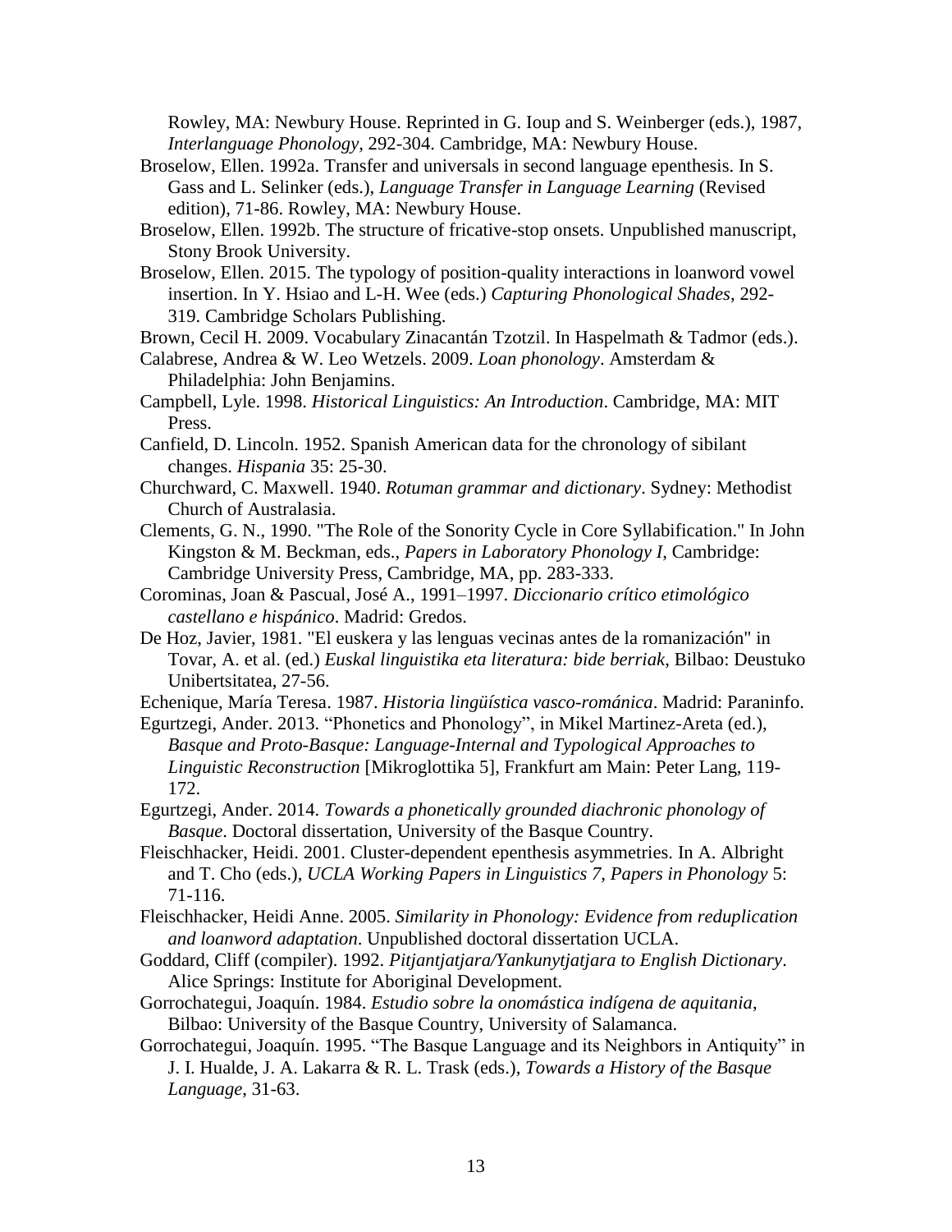Rowley, MA: Newbury House. Reprinted in G. Ioup and S. Weinberger (eds.), 1987, *Interlanguage Phonology*, 292-304. Cambridge, MA: Newbury House.

Broselow, Ellen. 1992a. Transfer and universals in second language epenthesis. In S. Gass and L. Selinker (eds.), *Language Transfer in Language Learning* (Revised edition), 71-86. Rowley, MA: Newbury House.

Broselow, Ellen. 1992b. The structure of fricative-stop onsets. Unpublished manuscript, Stony Brook University.

Broselow, Ellen. 2015. The typology of position-quality interactions in loanword vowel insertion. In Y. Hsiao and L-H. Wee (eds.) *Capturing Phonological Shades*, 292-319. Cambridge Scholars Publishing.

Brown, Cecil H. 2009. Vocabulary Zinacantán Tzotzil. In Haspelmath & Tadmor (eds.).

Calabrese, Andrea & W. Leo Wetzels. 2009. *Loan phonology*. Amsterdam & Philadelphia: John Benjamins.

Campbell, Lyle. 1998. *Historical Linguistics: An Introduction*. Cambridge, MA: MIT Press.

Canfield, D. Lincoln. 1952. Spanish American data for the chronology of sibilant changes. *Hispania* 35: 25-30.

Churchward, C. Maxwell. 1940. *Rotuman grammar and dictionary*. Sydney: Methodist Church of Australasia.

Clements, G. N., 1990. "The Role of the Sonority Cycle in Core Syllabification." In John Kingston & M. Beckman, eds., *Papers in Laboratory Phonology I*, Cambridge: Cambridge University Press, Cambridge, MA, pp. 283-333.

Corominas, Joan & Pascual, José A., 1991–1997. *Diccionario crítico etimológico castellano e hispánico*. Madrid: Gredos.

De Hoz, Javier, 1981. "El euskera y las lenguas vecinas antes de la romanización" in Tovar, A. et al. (ed.) *Euskal linguistika eta literatura: bide berriak*, Bilbao: Deustuko Unibertsitatea, 27-56.

Echenique, María Teresa. 1987. *Historia lingüística vasco-románica*. Madrid: Paraninfo.

Egurtzegi, Ander. 2013. "Phonetics and Phonology", in Mikel Martinez-Areta (ed.), *Basque and Proto-Basque: Language-Internal and Typological Approaches to Linguistic Reconstruction* [Mikroglottika 5], Frankfurt am Main: Peter Lang, 119-172.

Egurtzegi, Ander. 2014. *Towards a phonetically grounded diachronic phonology of Basque*. Doctoral dissertation, University of the Basque Country.

Fleischhacker, Heidi. 2001. Cluster-dependent epenthesis asymmetries. In A. Albright and T. Cho (eds.), *UCLA Working Papers in Linguistics 7, Papers in Phonology* 5: 71-116.

Fleischhacker, Heidi Anne. 2005. *Similarity in Phonology: Evidence from reduplication and loanword adaptation*. Unpublished doctoral dissertation UCLA.

Goddard, Cliff (compiler). 1992. *Pitjantjatjara/Yankunytjatjara to English Dictionary*. Alice Springs: Institute for Aboriginal Development.

Gorrochategui, Joaquín. 1984. *Estudio sobre la onomástica indígena de aquitania*, Bilbao: University of the Basque Country, University of Salamanca.

Gorrochategui, Joaquín. 1995. "The Basque Language and its Neighbors in Antiquity" in J. I. Hualde, J. A. Lakarra & R. L. Trask (eds.), *Towards a History of the Basque Language*, 31-63.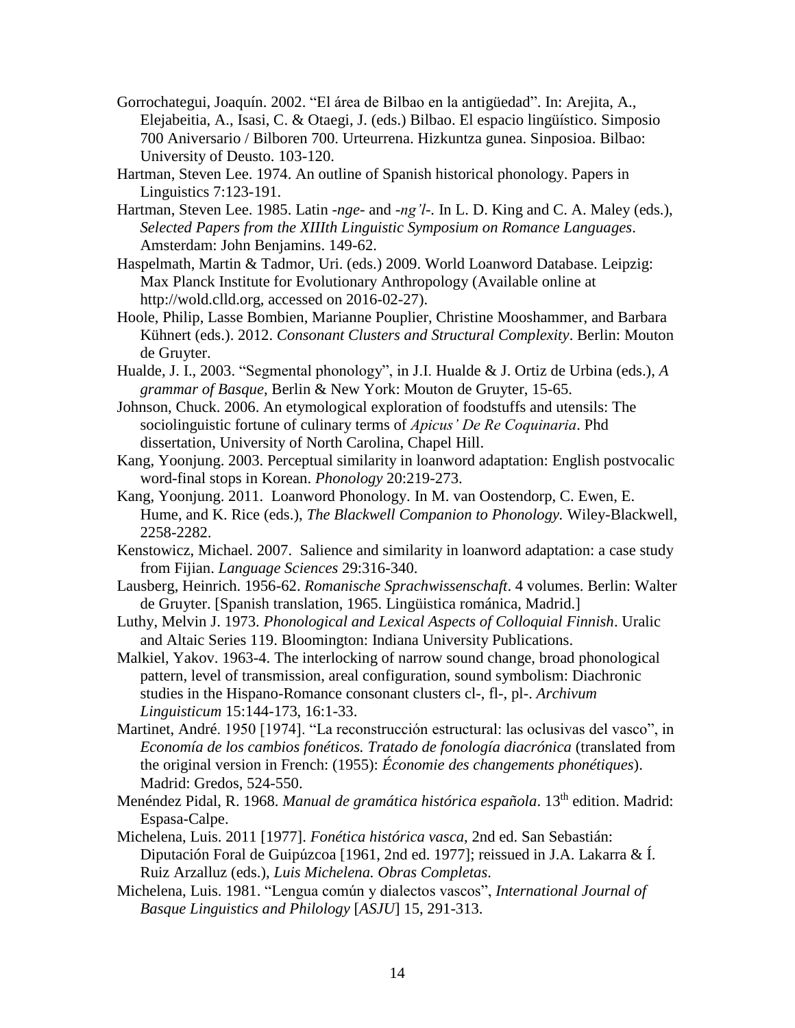Gorrochategui, Joaquín. 2002. “El área de Bilbao en la antigüedad”. In: Arejita, A., Elejabeitia, A., Isasi, C. & Otaegi, J. (eds.) Bilbao. El espacio lingüístico. Simposio 700 Aniversario / Bilboren 700. Urteurrena. Hizkuntza gunea. Sinposioa. Bilbao: University of Deusto. 103-120.

Hartman, Steven Lee. 1974. An outline of Spanish historical phonology. Papers in Linguistics 7:123-191.

Hartman, Steven Lee. 1985. Latin -*nge*- and -*ng'l*-. In L. D. King and C. A. Maley (eds.), *Selected Papers from the XIIIth Linguistic Symposium on Romance Languages*. Amsterdam: John Benjamins. 149-62.

Haspelmath, Martin & Tadmor, Uri. (eds.) 2009. World Loanword Database. Leipzig: Max Planck Institute for Evolutionary Anthropology (Available online at http://wold.clld.org, accessed on 2016-02-27).

Hoole, Philip, Lasse Bombien, Marianne Pouplier, Christine Mooshammer, and Barbara Kühnert (eds.). 2012. *Consonant Clusters and Structural Complexity*. Berlin: Mouton de Gruyter.

Hualde, J. I., 2003. “Segmental phonology”, in J.I. Hualde & J. Ortiz de Urbina (eds.), *A grammar of Basque*, Berlin & New York: Mouton de Gruyter, 15-65.

Johnson, Chuck. 2006. An etymological exploration of foodstuffs and utensils: The sociolinguistic fortune of culinary terms of *Apicus' De Re Coquinaria*. Phd dissertation, University of North Carolina, Chapel Hill.

Kang, Yoonjung. 2003. Perceptual similarity in loanword adaptation: English postvocalic word-final stops in Korean. *Phonology* 20:219-273.

Kang, Yoonjung. 2011. Loanword Phonology. In M. van Oostendorp, C. Ewen, E. Hume, and K. Rice (eds.), *The Blackwell Companion to Phonology.* Wiley-Blackwell, 2258-2282.

Kenstowicz, Michael. 2007. Salience and similarity in loanword adaptation: a case study from Fijian. *Language Sciences* 29:316-340.

Lausberg, Heinrich. 1956-62. *Romanische Sprachwissenschaft*. 4 volumes. Berlin: Walter de Gruyter. [Spanish translation, 1965. Lingüistica románica, Madrid.]

Luthy, Melvin J. 1973. *Phonological and Lexical Aspects of Colloquial Finnish*. Uralic and Altaic Series 119. Bloomington: Indiana University Publications.

Malkiel, Yakov. 1963-4. The interlocking of narrow sound change, broad phonological pattern, level of transmission, areal configuration, sound symbolism: Diachronic studies in the Hispano-Romance consonant clusters cl-, fl-, pl-. *Archivum Linguisticum* 15:144-173, 16:1-33.

Martinet, André. 1950 [1974]. “La reconstrucción estructural: las oclusivas del vasco”, in *Economía de los cambios fonéticos. Tratado de fonología diacrónica* (translated from the original version in French: (1955): *Économie des changements phonétiques*). Madrid: Gredos, 524-550.

Menéndez Pidal, R. 1968. *Manual de gramática histórica española*. 13th edition. Madrid: Espasa-Calpe.

Michelena, Luis. 2011 [1977]. *Fonética histórica vasca*, 2nd ed. San Sebastián: Diputación Foral de Guipúzcoa [1961, 2nd ed. 1977]; reissued in J.A. Lakarra & Í. Ruiz Arzalluz (eds.), *Luis Michelena. Obras Completas*.

Michelena, Luis. 1981. “Lengua común y dialectos vascos”, *International Journal of Basque Linguistics and Philology* [*ASJU*] 15, 291-313.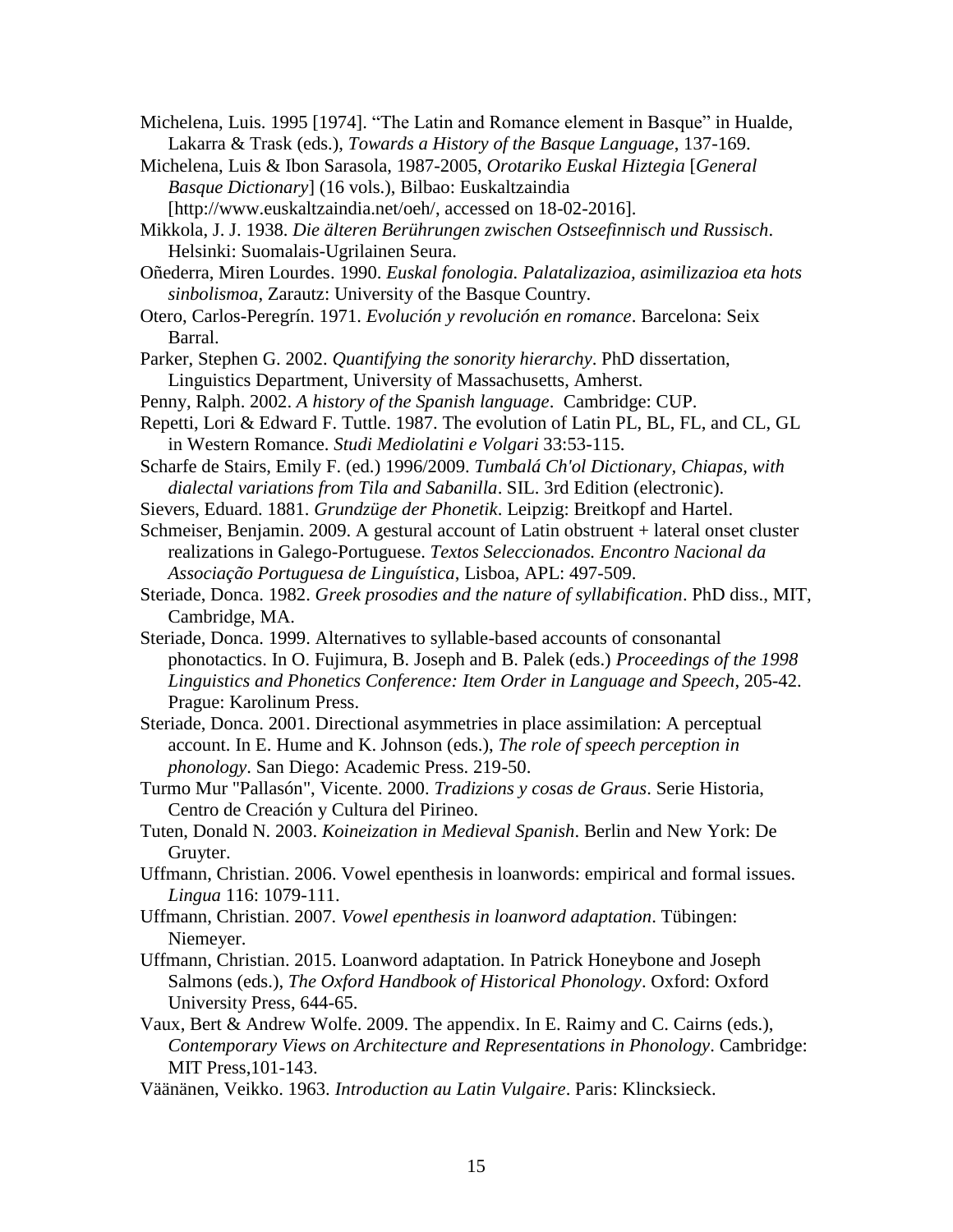Michelena, Luis. 1995 [1974]. "The Latin and Romance element in Basque" in Hualde, Lakarra & Trask (eds.), *Towards a History of the Basque Language*, 137-169.

Michelena, Luis & Ibon Sarasola, 1987-2005, *Orotariko Euskal Hiztegia* [*General Basque Dictionary*] (16 vols.), Bilbao: Euskaltzaindia [http://www.euskaltzaindia.net/oeh/, accessed on 18-02-2016].

Mikkola, J. J. 1938. *Die älteren Berührungen zwischen Ostseefinnisch und Russisch*. Helsinki: Suomalais-Ugrilainen Seura.

Oñederra, Miren Lourdes. 1990. *Euskal fonologia. Palatalizazioa, asimilizazioa eta hots sinbolismoa*, Zarautz: University of the Basque Country.

Otero, Carlos-Peregrín. 1971. *Evolución y revolución en romance*. Barcelona: Seix Barral.

Parker, Stephen G. 2002. *Quantifying the sonority hierarchy*. PhD dissertation, Linguistics Department, University of Massachusetts, Amherst.

Penny, Ralph. 2002. *A history of the Spanish language*. Cambridge: CUP.

Repetti, Lori & Edward F. Tuttle. 1987. The evolution of Latin PL, BL, FL, and CL, GL in Western Romance. *Studi Mediolatini e Volgari* 33:53-115.

Scharfe de Stairs, Emily F. (ed.) 1996/2009. *Tumbalá Ch'ol Dictionary, Chiapas, with dialectal variations from Tila and Sabanilla*. SIL. 3rd Edition (electronic).

Sievers, Eduard. 1881. *Grundzüge der Phonetik*. Leipzig: Breitkopf and Hartel.

Schmeiser, Benjamin. 2009. A gestural account of Latin obstruent + lateral onset cluster realizations in Galego-Portuguese. *Textos Seleccionados. Encontro Nacional da Associação Portuguesa de Linguística*, Lisboa, APL: 497-509.

Steriade, Donca. 1982. *Greek prosodies and the nature of syllabification*. PhD diss., MIT, Cambridge, MA.

Steriade, Donca. 1999. Alternatives to syllable-based accounts of consonantal phonotactics. In O. Fujimura, B. Joseph and B. Palek (eds.) *Proceedings of the 1998 Linguistics and Phonetics Conference: Item Order in Language and Speech*, 205-42. Prague: Karolinum Press.

Steriade, Donca. 2001. Directional asymmetries in place assimilation: A perceptual account. In E. Hume and K. Johnson (eds.), *The role of speech perception in phonology*. San Diego: Academic Press. 219-50.

Turmo Mur "Pallasón", Vicente. 2000. *Tradizions y cosas de Graus*. Serie Historia, Centro de Creación y Cultura del Pirineo.

Tuten, Donald N. 2003. *Koineization in Medieval Spanish*. Berlin and New York: De Gruyter.

Uffmann, Christian. 2006. Vowel epenthesis in loanwords: empirical and formal issues. *Lingua* 116: 1079-111.

Uffmann, Christian. 2007. *Vowel epenthesis in loanword adaptation*. Tübingen: Niemeyer.

Uffmann, Christian. 2015. Loanword adaptation. In Patrick Honeybone and Joseph Salmons (eds.), *The Oxford Handbook of Historical Phonology*. Oxford: Oxford University Press, 644-65.

Vaux, Bert & Andrew Wolfe. 2009. The appendix. In E. Raimy and C. Cairns (eds.), *Contemporary Views on Architecture and Representations in Phonology*. Cambridge: MIT Press,101-143.

Väänänen, Veikko. 1963. *Introduction au Latin Vulgaire*. Paris: Klincksieck.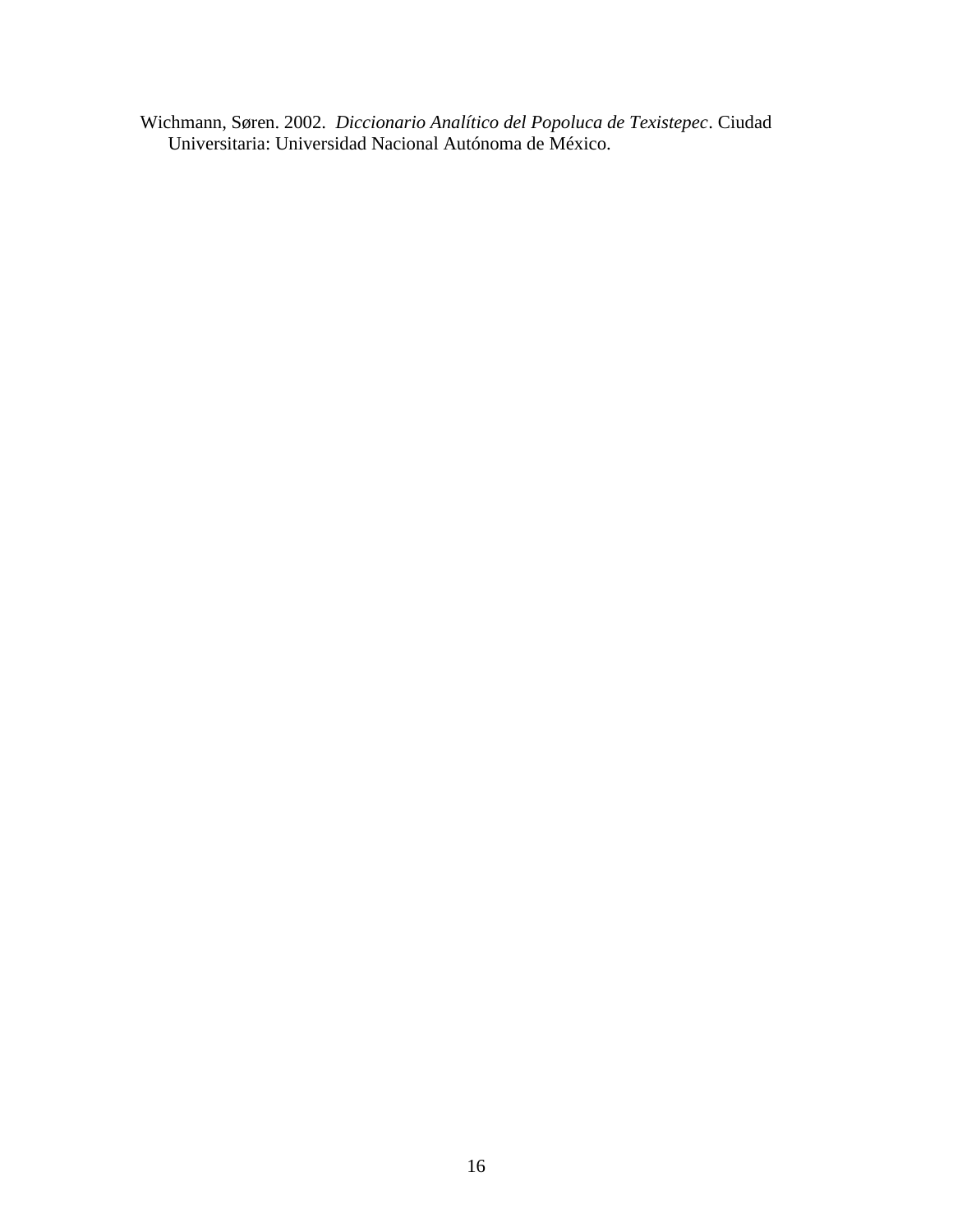Wichmann, Søren. 2002. *Diccionario Analítico del Popoluca de Texistepec*. Ciudad Universitaria: Universidad Nacional Autónoma de México.